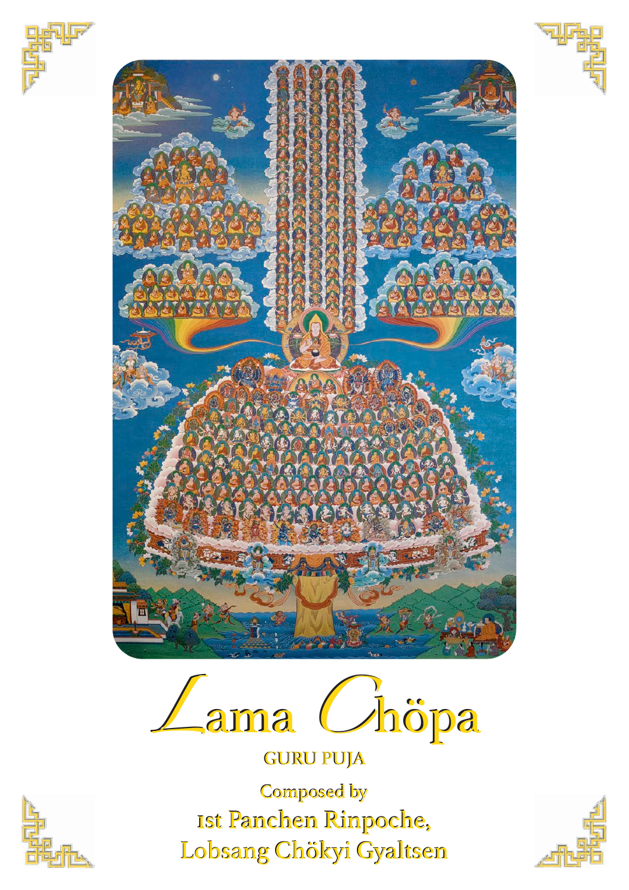# Lama Chöpa

GURU PUJA

Composed by

1st Panchen Rinpoche,
Lobsang Chökyi Gyaltsen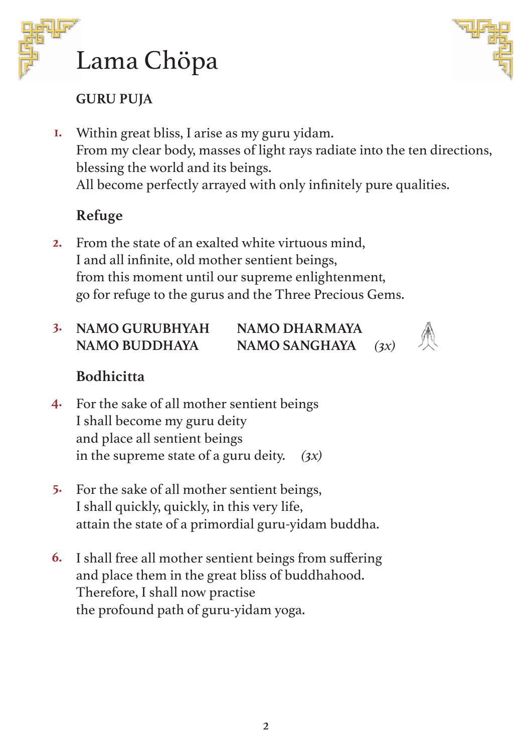# Lama Chöpa

## GURU PUJA

1. Within great bliss, I arise as my guru yidam.
From my clear body, masses of light rays radiate into the ten directions,
blessing the world and its beings.
All become perfectly arrayed with only infinitely pure qualities.

### Refuge

2. From the state of an exalted white virtuous mind,
I and all infinite, old mother sentient beings,
from this moment until our supreme enlightenment,
go for refuge to the gurus and the Three Precious Gems.

3. **NAMO GURUBHYAH** **NAMO DHARMAYA**
**NAMO BUDDHAYA** **NAMO SANGHAYA** *(3x)*

### Bodhicitta

4. For the sake of all mother sentient beings
I shall become my guru deity
and place all sentient beings
in the supreme state of a guru deity. *(3x)*

5. For the sake of all mother sentient beings,
I shall quickly, quickly, in this very life,
attain the state of a primordial guru-yidam buddha.

6. I shall free all mother sentient beings from suffering
and place them in the great bliss of buddhahood.
Therefore, I shall now practise
the profound path of guru-yidam yoga.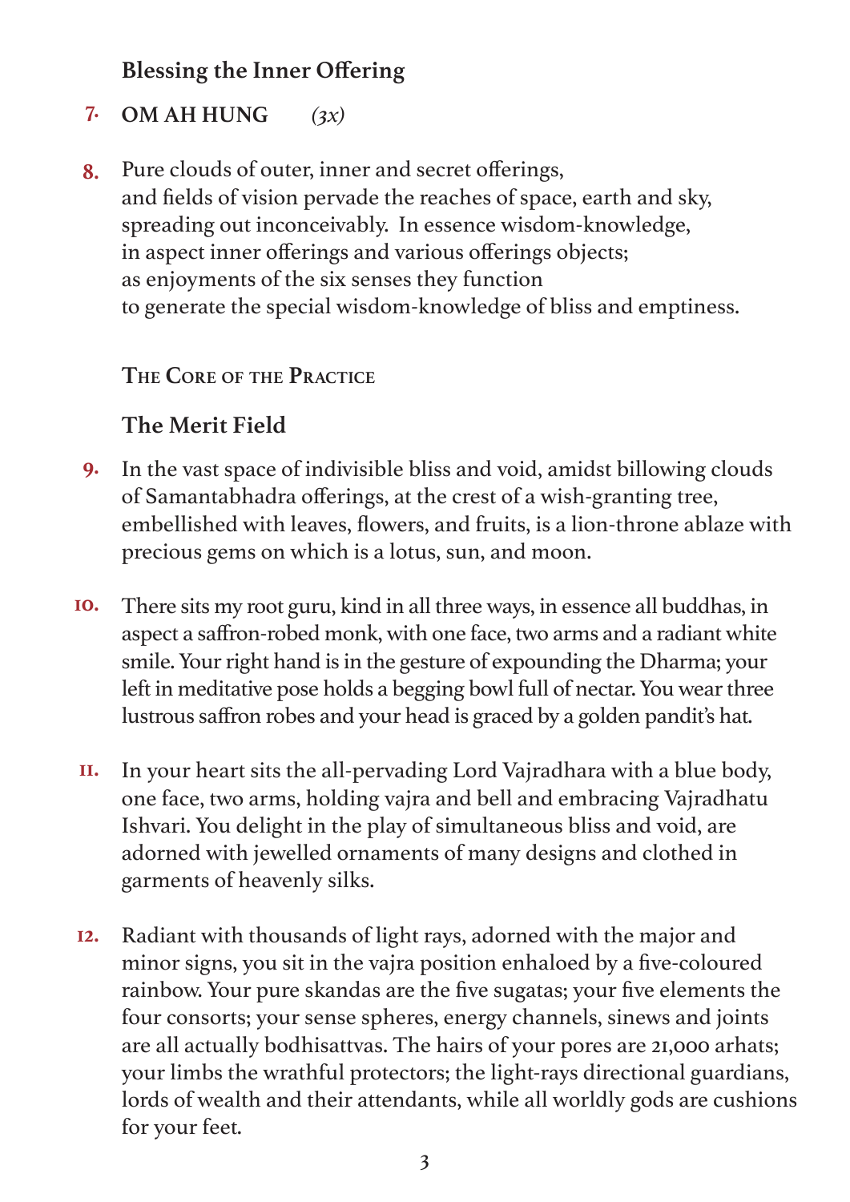### Blessing the Inner Offering

7. **OM AH HUNG** *(3x)*

8. Pure clouds of outer, inner and secret offerings,
and fields of vision pervade the reaches of space, earth and sky,
spreading out inconceivably. In essence wisdom-knowledge,
in aspect inner offerings and various offerings objects;
as enjoyments of the six senses they function
to generate the special wisdom-knowledge of bliss and emptiness.

## The Core of the Practice

### The Merit Field

9. In the vast space of indivisible bliss and void, amidst billowing clouds of Samantabhadra offerings, at the crest of a wish-granting tree, embellished with leaves, flowers, and fruits, is a lion-throne ablaze with precious gems on which is a lotus, sun, and moon.

10. There sits my root guru, kind in all three ways, in essence all buddhas, in aspect a saffron-robed monk, with one face, two arms and a radiant white smile. Your right hand is in the gesture of expounding the Dharma; your left in meditative pose holds a begging bowl full of nectar. You wear three lustrous saffron robes and your head is graced by a golden pandit's hat.

11. In your heart sits the all-pervading Lord Vajradhara with a blue body, one face, two arms, holding vajra and bell and embracing Vajradhatu Ishvari. You delight in the play of simultaneous bliss and void, are adorned with jewelled ornaments of many designs and clothed in garments of heavenly silks.

12. Radiant with thousands of light rays, adorned with the major and minor signs, you sit in the vajra position enhaloed by a five-coloured rainbow. Your pure skandas are the five sugatas; your five elements the four consorts; your sense spheres, energy channels, sinews and joints are all actually bodhisattvas. The hairs of your pores are 21,000 arhats; your limbs the wrathful protectors; the light-rays directional guardians, lords of wealth and their attendants, while all worldly gods are cushions for your feet.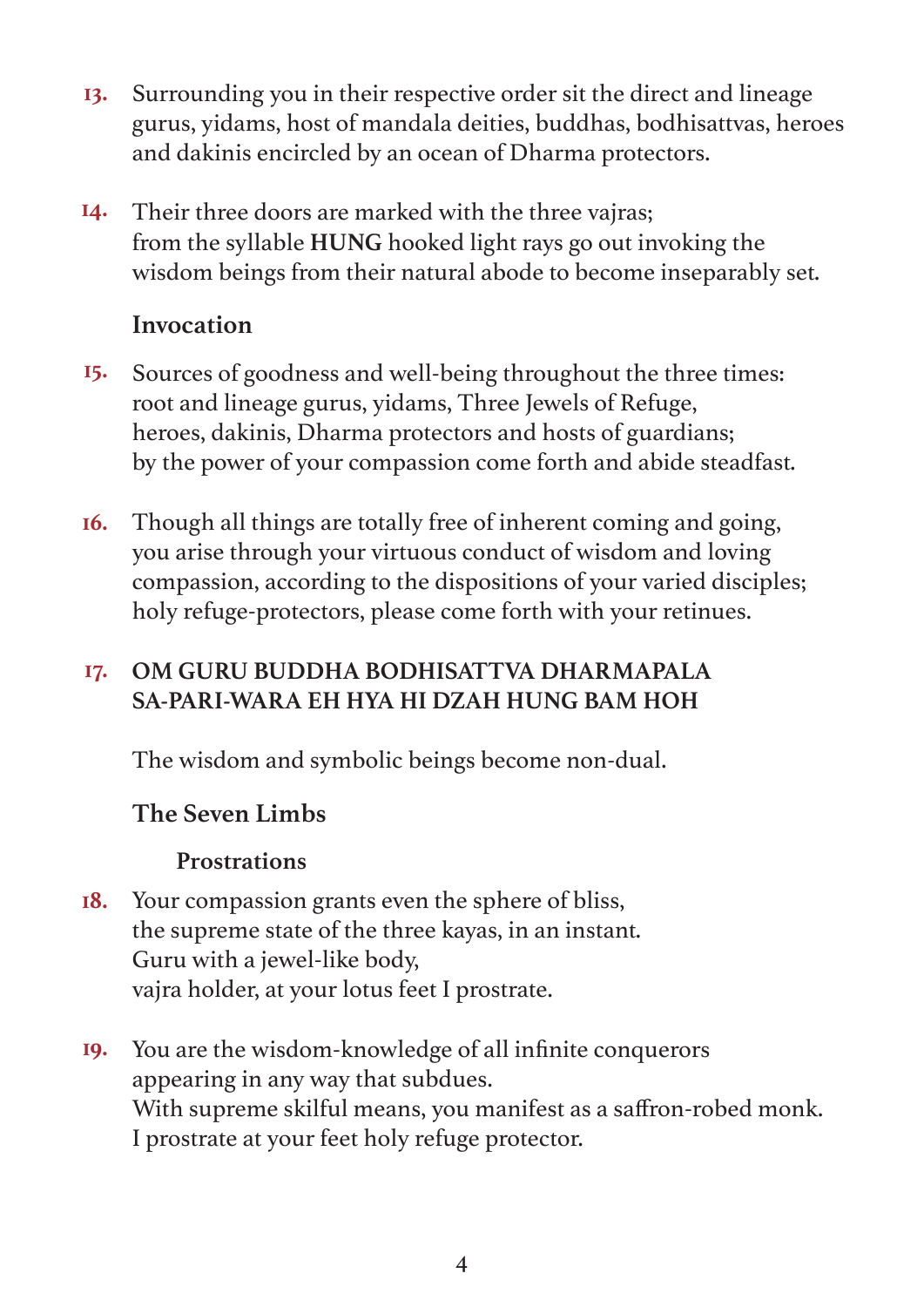13. Surrounding you in their respective order sit the direct and lineage gurus, yidams, host of mandala deities, buddhas, bodhisattvas, heroes and dakinis encircled by an ocean of Dharma protectors.

14. Their three doors are marked with the three vajras;
from the syllable **HUNG** hooked light rays go out invoking the wisdom beings from their natural abode to become inseparably set.

### Invocation

15. Sources of goodness and well-being throughout the three times:
root and lineage gurus, yidams, Three Jewels of Refuge,
heroes, dakinis, Dharma protectors and hosts of guardians;
by the power of your compassion come forth and abide steadfast.

16. Though all things are totally free of inherent coming and going,
you arise through your virtuous conduct of wisdom and loving compassion, according to the dispositions of your varied disciples;
holy refuge-protectors, please come forth with your retinues.

17. **OM GURU BUDDHA BODHISATTVA DHARMAPALA SA-PARI-WARA EH HYA HI DZAH HUNG BAM HOH**

The wisdom and symbolic beings become non-dual.

### The Seven Limbs

#### Prostrations

18. Your compassion grants even the sphere of bliss,
the supreme state of the three kayas, in an instant.
Guru with a jewel-like body,
vajra holder, at your lotus feet I prostrate.

19. You are the wisdom-knowledge of all infinite conquerors
appearing in any way that subdues.
With supreme skilful means, you manifest as a saffron-robed monk.
I prostrate at your feet holy refuge protector.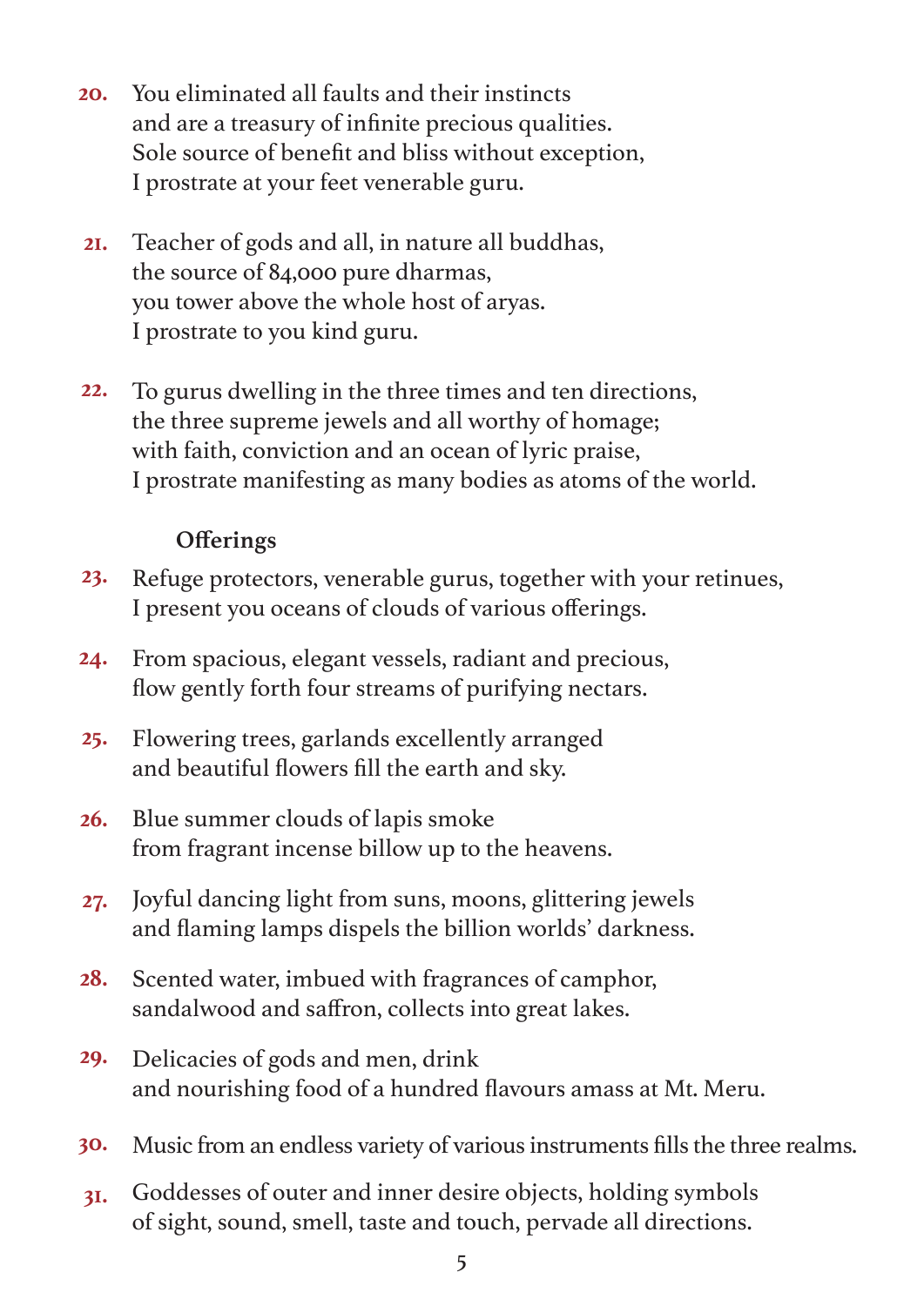20. You eliminated all faults and their instincts
and are a treasury of infinite precious qualities.
Sole source of benefit and bliss without exception,
I prostrate at your feet venerable guru.

21. Teacher of gods and all, in nature all buddhas,
the source of 84,000 pure dharmas,
you tower above the whole host of aryas.
I prostrate to you kind guru.

22. To gurus dwelling in the three times and ten directions,
the three supreme jewels and all worthy of homage;
with faith, conviction and an ocean of lyric praise,
I prostrate manifesting as many bodies as atoms of the world.

**Offerings**

23. Refuge protectors, venerable gurus, together with your retinues,
I present you oceans of clouds of various offerings.

24. From spacious, elegant vessels, radiant and precious,
flow gently forth four streams of purifying nectars.

25. Flowering trees, garlands excellently arranged
and beautiful flowers fill the earth and sky.

26. Blue summer clouds of lapis smoke
from fragrant incense billow up to the heavens.

27. Joyful dancing light from suns, moons, glittering jewels
and flaming lamps dispels the billion worlds' darkness.

28. Scented water, imbued with fragrances of camphor,
sandalwood and saffron, collects into great lakes.

29. Delicacies of gods and men, drink
and nourishing food of a hundred flavours amass at Mt. Meru.

30. Music from an endless variety of various instruments fills the three realms.

31. Goddesses of outer and inner desire objects, holding symbols
of sight, sound, smell, taste and touch, pervade all directions.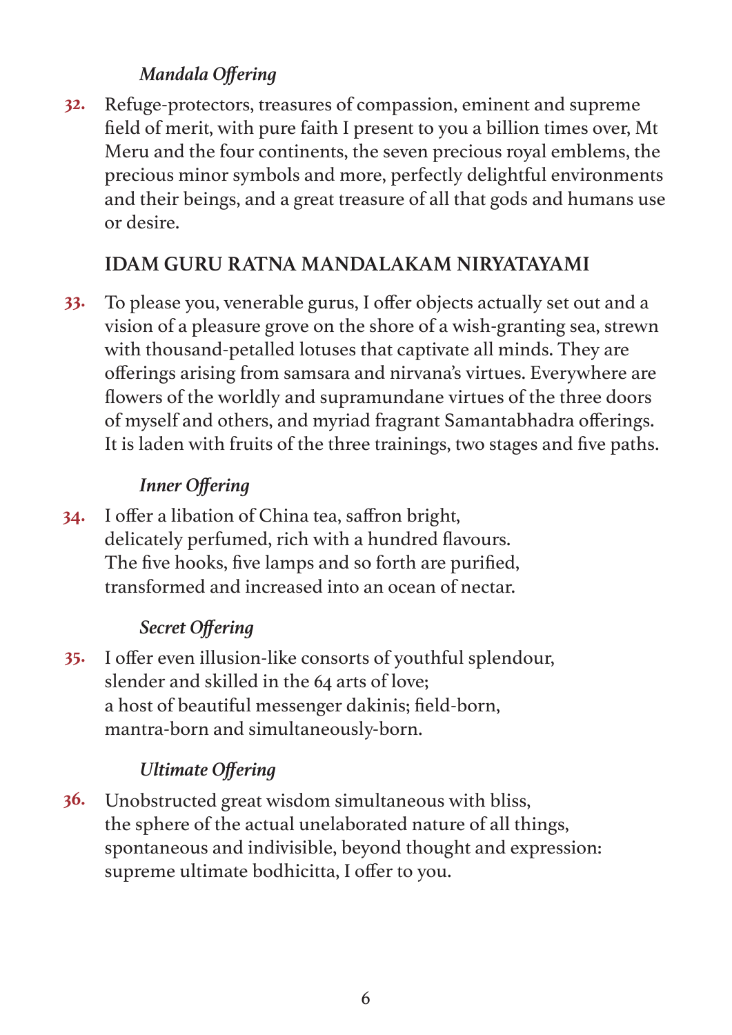### *Mandala Offering*

**32.** Refuge-protectors, treasures of compassion, eminent and supreme field of merit, with pure faith I present to you a billion times over, Mt Meru and the four continents, the seven precious royal emblems, the precious minor symbols and more, perfectly delightful environments and their beings, and a great treasure of all that gods and humans use or desire.

**IDAM GURU RATNA MANDALAKAM NIRYATAYAMI**

**33.** To please you, venerable gurus, I offer objects actually set out and a vision of a pleasure grove on the shore of a wish-granting sea, strewn with thousand-petalled lotuses that captivate all minds. They are offerings arising from samsara and nirvana's virtues. Everywhere are flowers of the worldly and supramundane virtues of the three doors of myself and others, and myriad fragrant Samantabhadra offerings. It is laden with fruits of the three trainings, two stages and five paths.

### *Inner Offering*

**34.** I offer a libation of China tea, saffron bright,
delicately perfumed, rich with a hundred flavours.
The five hooks, five lamps and so forth are purified,
transformed and increased into an ocean of nectar.

### *Secret Offering*

**35.** I offer even illusion-like consorts of youthful splendour,
slender and skilled in the 64 arts of love;
a host of beautiful messenger dakinis; field-born,
mantra-born and simultaneously-born.

### *Ultimate Offering*

**36.** Unobstructed great wisdom simultaneous with bliss,
the sphere of the actual unelaborated nature of all things,
spontaneous and indivisible, beyond thought and expression:
supreme ultimate bodhicitta, I offer to you.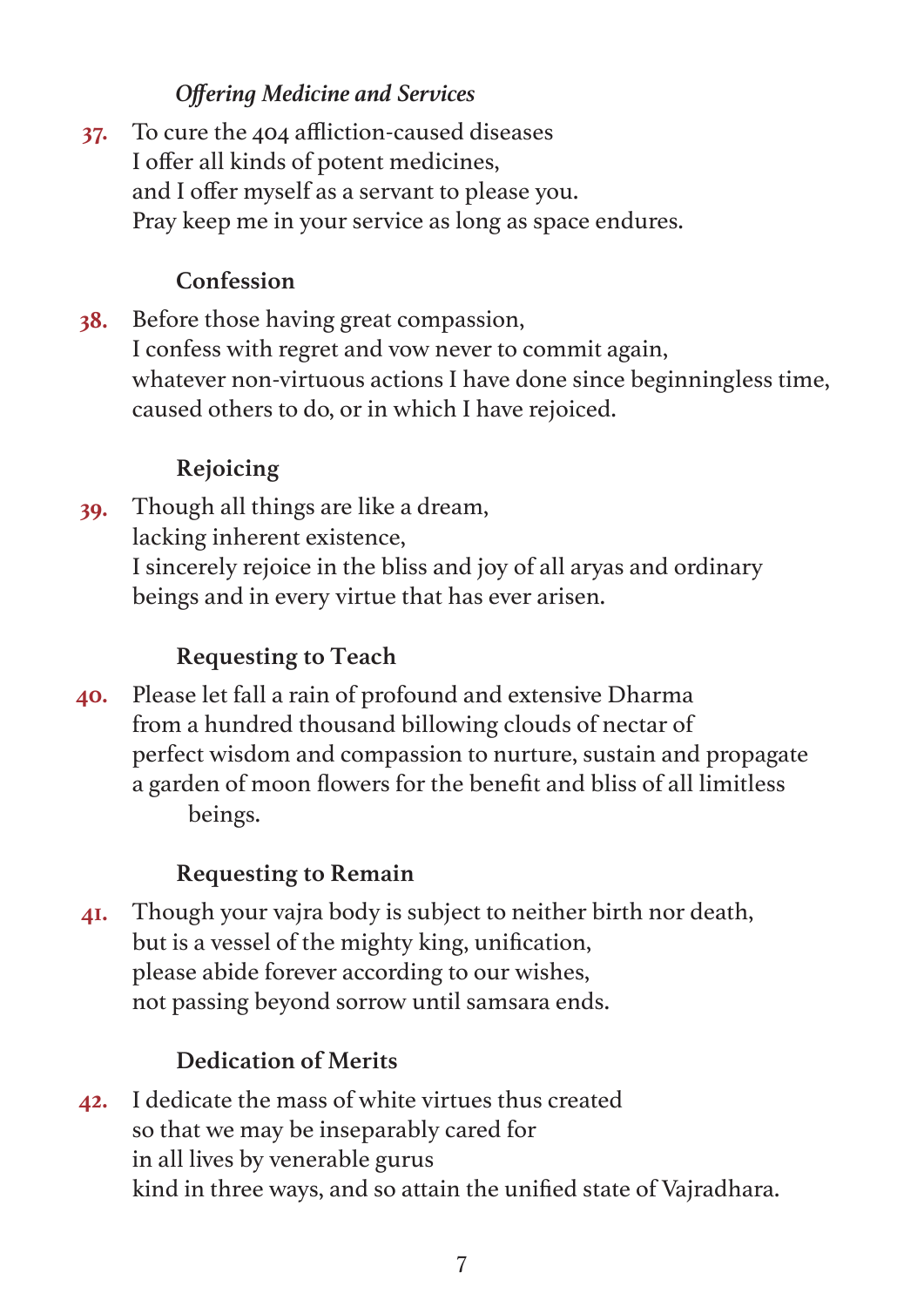*Offering Medicine and Services*

**37.** To cure the 404 affliction-caused diseases
I offer all kinds of potent medicines,
and I offer myself as a servant to please you.
Pray keep me in your service as long as space endures.

**Confession**

**38.** Before those having great compassion,
I confess with regret and vow never to commit again,
whatever non-virtuous actions I have done since beginningless time,
caused others to do, or in which I have rejoiced.

**Rejoicing**

**39.** Though all things are like a dream,
lacking inherent existence,
I sincerely rejoice in the bliss and joy of all aryas and ordinary beings and in every virtue that has ever arisen.

**Requesting to Teach**

**40.** Please let fall a rain of profound and extensive Dharma
from a hundred thousand billowing clouds of nectar of
perfect wisdom and compassion to nurture, sustain and propagate
a garden of moon flowers for the benefit and bliss of all limitless beings.

**Requesting to Remain**

**41.** Though your vajra body is subject to neither birth nor death,
but is a vessel of the mighty king, unification,
please abide forever according to our wishes,
not passing beyond sorrow until samsara ends.

**Dedication of Merits**

**42.** I dedicate the mass of white virtues thus created
so that we may be inseparably cared for
in all lives by venerable gurus
kind in three ways, and so attain the unified state of Vajradhara.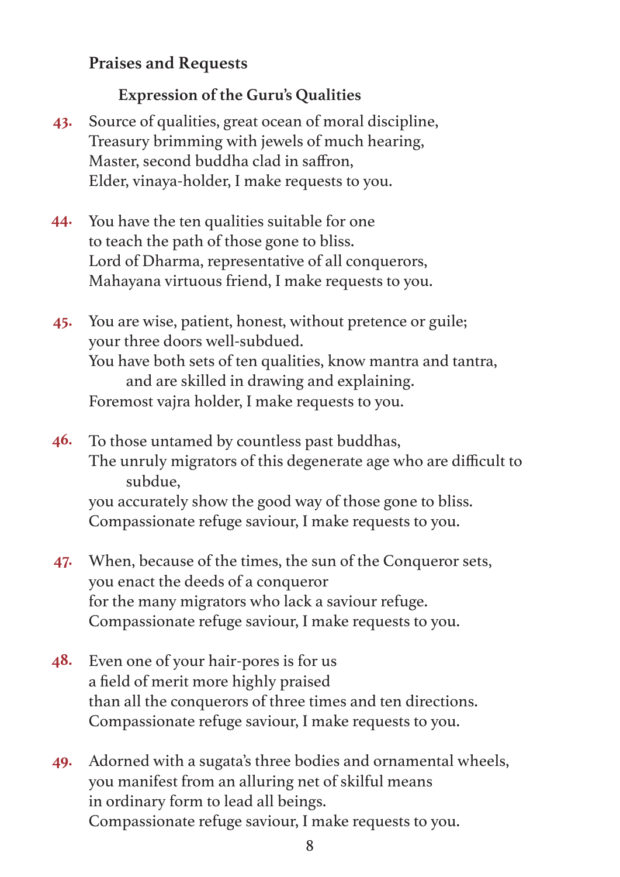## Praises and Requests

### Expression of the Guru's Qualities

**43.** Source of qualities, great ocean of moral discipline,
Treasury brimming with jewels of much hearing,
Master, second buddha clad in saffron,
Elder, vinaya-holder, I make requests to you.

**44.** You have the ten qualities suitable for one
to teach the path of those gone to bliss.
Lord of Dharma, representative of all conquerors,
Mahayana virtuous friend, I make requests to you.

**45.** You are wise, patient, honest, without pretence or guile;
your three doors well-subdued.
You have both sets of ten qualities, know mantra and tantra,
and are skilled in drawing and explaining.
Foremost vajra holder, I make requests to you.

**46.** To those untamed by countless past buddhas,
The unruly migrators of this degenerate age who are difficult to subdue,
you accurately show the good way of those gone to bliss.
Compassionate refuge saviour, I make requests to you.

**47.** When, because of the times, the sun of the Conqueror sets,
you enact the deeds of a conqueror
for the many migrators who lack a saviour refuge.
Compassionate refuge saviour, I make requests to you.

**48.** Even one of your hair-pores is for us
a field of merit more highly praised
than all the conquerors of three times and ten directions.
Compassionate refuge saviour, I make requests to you.

**49.** Adorned with a sugata's three bodies and ornamental wheels,
you manifest from an alluring net of skilful means
in ordinary form to lead all beings.
Compassionate refuge saviour, I make requests to you.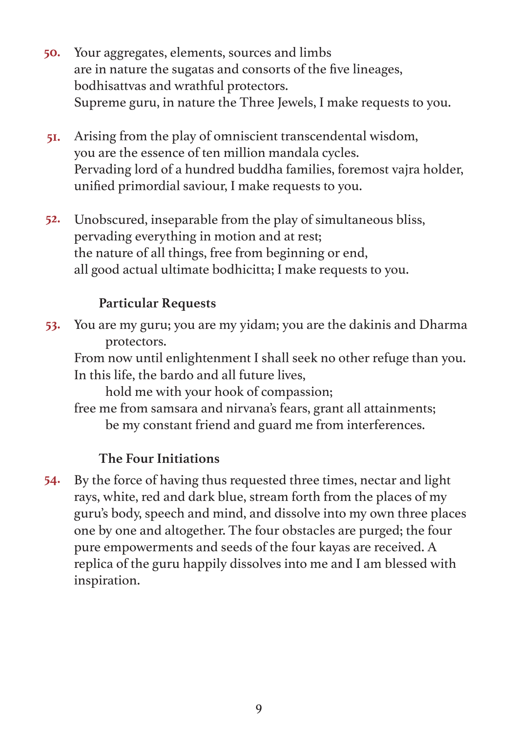**50.** Your aggregates, elements, sources and limbs  
are in nature the sugatas and consorts of the five lineages,  
bodhisattvas and wrathful protectors.  
Supreme guru, in nature the Three Jewels, I make requests to you.

**51.** Arising from the play of omniscient transcendental wisdom,  
you are the essence of ten million mandala cycles.  
Pervading lord of a hundred buddha families, foremost vajra holder,  
unified primordial saviour, I make requests to you.

**52.** Unobscured, inseparable from the play of simultaneous bliss,  
pervading everything in motion and at rest;  
the nature of all things, free from beginning or end,  
all good actual ultimate bodhicitta; I make requests to you.

### Particular Requests

**53.** You are my guru; you are my yidam; you are the dakinis and Dharma protectors.  
From now until enlightenment I shall seek no other refuge than you.  
In this life, the bardo and all future lives,  
hold me with your hook of compassion;  
free me from samsara and nirvana's fears, grant all attainments;  
be my constant friend and guard me from interferences.

### The Four Initiations

**54.** By the force of having thus requested three times, nectar and light rays, white, red and dark blue, stream forth from the places of my guru's body, speech and mind, and dissolve into my own three places one by one and altogether. The four obstacles are purged; the four pure empowerments and seeds of the four kayas are received. A replica of the guru happily dissolves into me and I am blessed with inspiration.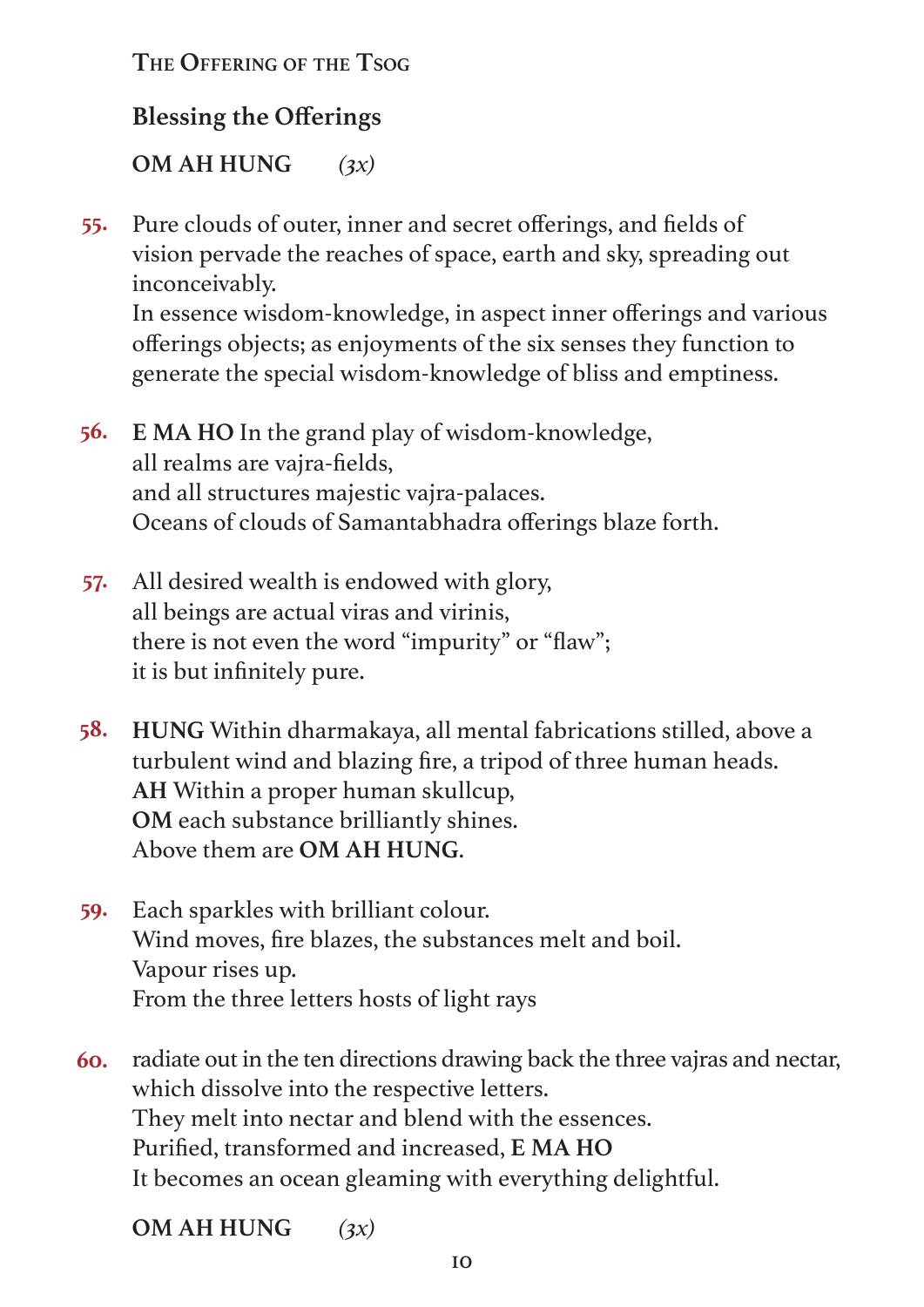The Offering of the Tsog

## Blessing the Offerings

**OM AH HUNG** *(3x)*

**55.** Pure clouds of outer, inner and secret offerings, and fields of vision pervade the reaches of space, earth and sky, spreading out inconceivably.
In essence wisdom-knowledge, in aspect inner offerings and various offerings objects; as enjoyments of the six senses they function to generate the special wisdom-knowledge of bliss and emptiness.

**56.** **E MA HO** In the grand play of wisdom-knowledge,
all realms are vajra-fields,
and all structures majestic vajra-palaces.
Oceans of clouds of Samantabhadra offerings blaze forth.

**57.** All desired wealth is endowed with glory,
all beings are actual viras and virinis,
there is not even the word "impurity" or "flaw";
it is but infinitely pure.

**58.** **HUNG** Within dharmakaya, all mental fabrications stilled, above a turbulent wind and blazing fire, a tripod of three human heads.
**AH** Within a proper human skullcup,
**OM** each substance brilliantly shines.
Above them are **OM AH HUNG**.

**59.** Each sparkles with brilliant colour.
Wind moves, fire blazes, the substances melt and boil.
Vapour rises up.
From the three letters hosts of light rays

**60.** radiate out in the ten directions drawing back the three vajras and nectar,
which dissolve into the respective letters.
They melt into nectar and blend with the essences.
Purified, transformed and increased, **E MA HO**
It becomes an ocean gleaming with everything delightful.

**OM AH HUNG** *(3x)*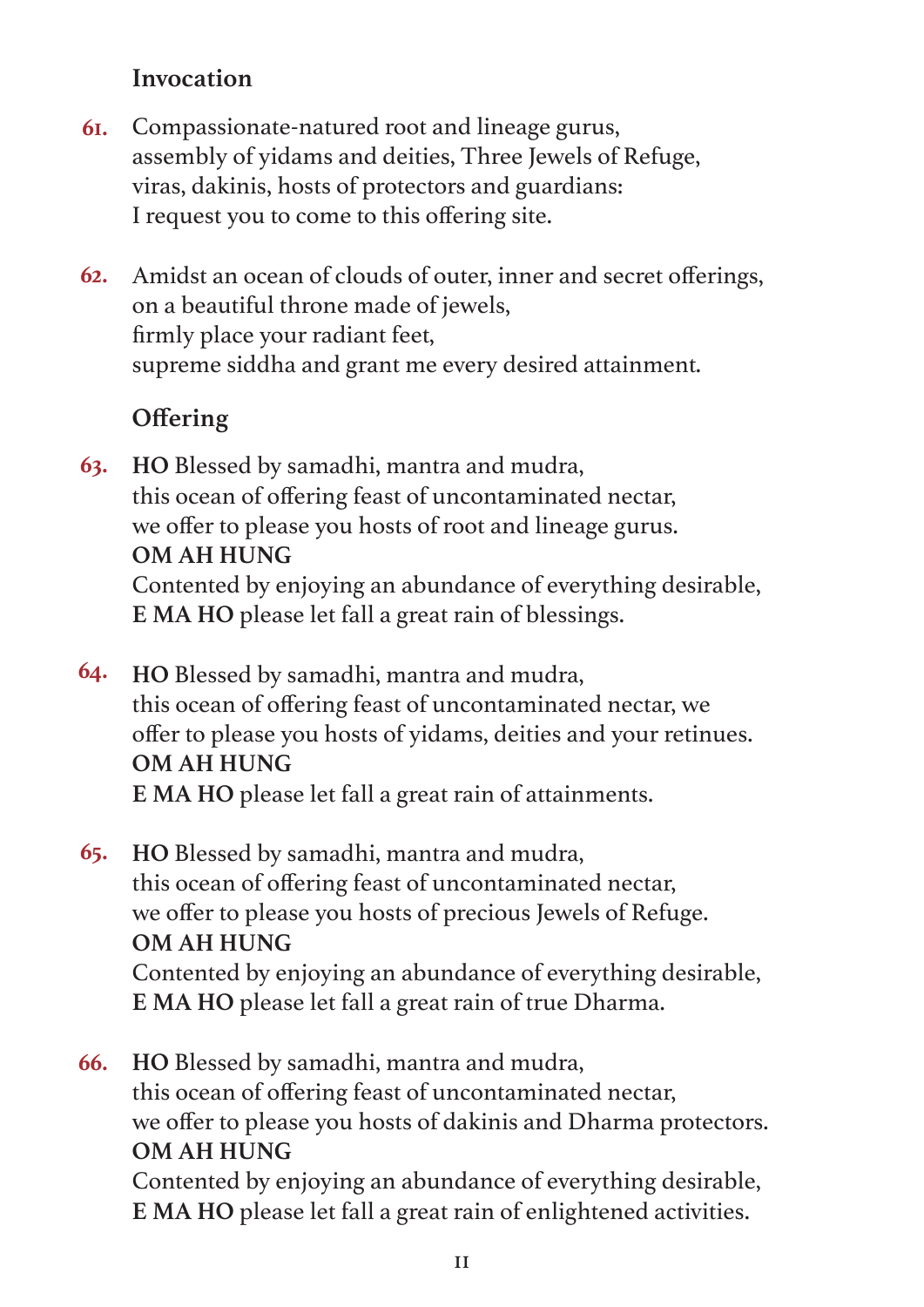### Invocation

**61.** Compassionate-natured root and lineage gurus,
assembly of yidams and deities, Three Jewels of Refuge,
viras, dakinis, hosts of protectors and guardians:
I request you to come to this offering site.

**62.** Amidst an ocean of clouds of outer, inner and secret offerings,
on a beautiful throne made of jewels,
firmly place your radiant feet,
supreme siddha and grant me every desired attainment.

### Offering

**63.** **HO** Blessed by samadhi, mantra and mudra,
this ocean of offering feast of uncontaminated nectar,
we offer to please you hosts of root and lineage gurus.
**OM AH HUNG**
Contented by enjoying an abundance of everything desirable,
**E MA HO** please let fall a great rain of blessings.

**64.** **HO** Blessed by samadhi, mantra and mudra,
this ocean of offering feast of uncontaminated nectar, we
offer to please you hosts of yidams, deities and your retinues.
**OM AH HUNG**
**E MA HO** please let fall a great rain of attainments.

**65.** **HO** Blessed by samadhi, mantra and mudra,
this ocean of offering feast of uncontaminated nectar,
we offer to please you hosts of precious Jewels of Refuge.
**OM AH HUNG**
Contented by enjoying an abundance of everything desirable,
**E MA HO** please let fall a great rain of true Dharma.

**66.** **HO** Blessed by samadhi, mantra and mudra,
this ocean of offering feast of uncontaminated nectar,
we offer to please you hosts of dakinis and Dharma protectors.
**OM AH HUNG**
Contented by enjoying an abundance of everything desirable,
**E MA HO** please let fall a great rain of enlightened activities.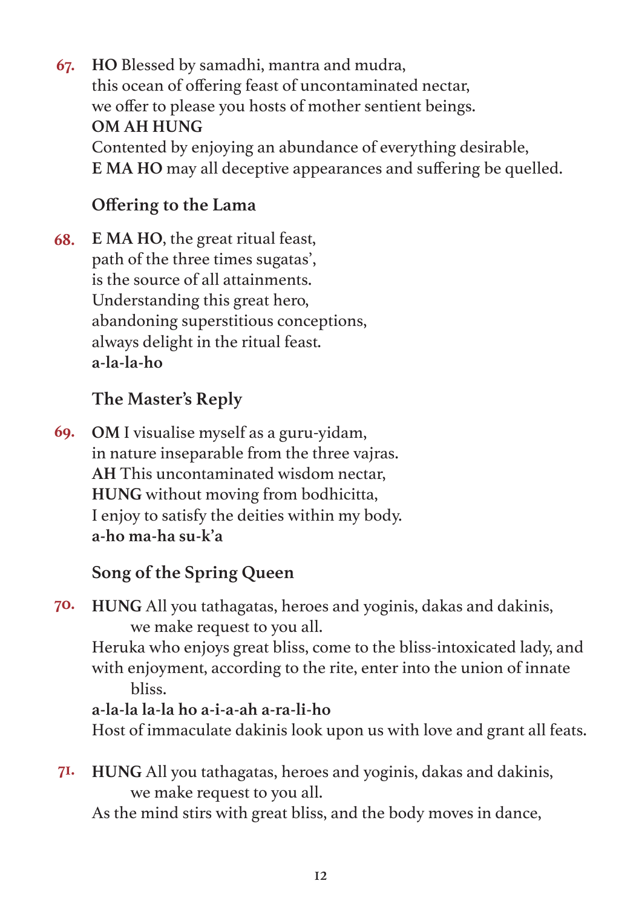67. **HO** Blessed by samadhi, mantra and mudra,
this ocean of offering feast of uncontaminated nectar,
we offer to please you hosts of mother sentient beings.
**OM AH HUNG**
Contented by enjoying an abundance of everything desirable,
**E MA HO** may all deceptive appearances and suffering be quelled.

### Offering to the Lama

68. **E MA HO**, the great ritual feast,
path of the three times sugatas',
is the source of all attainments.
Understanding this great hero,
abandoning superstitious conceptions,
always delight in the ritual feast.
**a-la-la-ho**

### The Master's Reply

69. **OM** I visualise myself as a guru-yidam,
in nature inseparable from the three vajras.
**AH** This uncontaminated wisdom nectar,
**HUNG** without moving from bodhicitta,
I enjoy to satisfy the deities within my body.
**a-ho ma-ha su-k'a**

### Song of the Spring Queen

70. **HUNG** All you tathagatas, heroes and yoginis, dakas and dakinis,
we make request to you all.
Heruka who enjoys great bliss, come to the bliss-intoxicated lady, and with enjoyment, according to the rite, enter into the union of innate bliss.
**a-la-la la-la ho a-i-a-ah a-ra-li-ho**
Host of immaculate dakinis look upon us with love and grant all feats.

71. **HUNG** All you tathagatas, heroes and yoginis, dakas and dakinis,
we make request to you all.
As the mind stirs with great bliss, and the body moves in dance,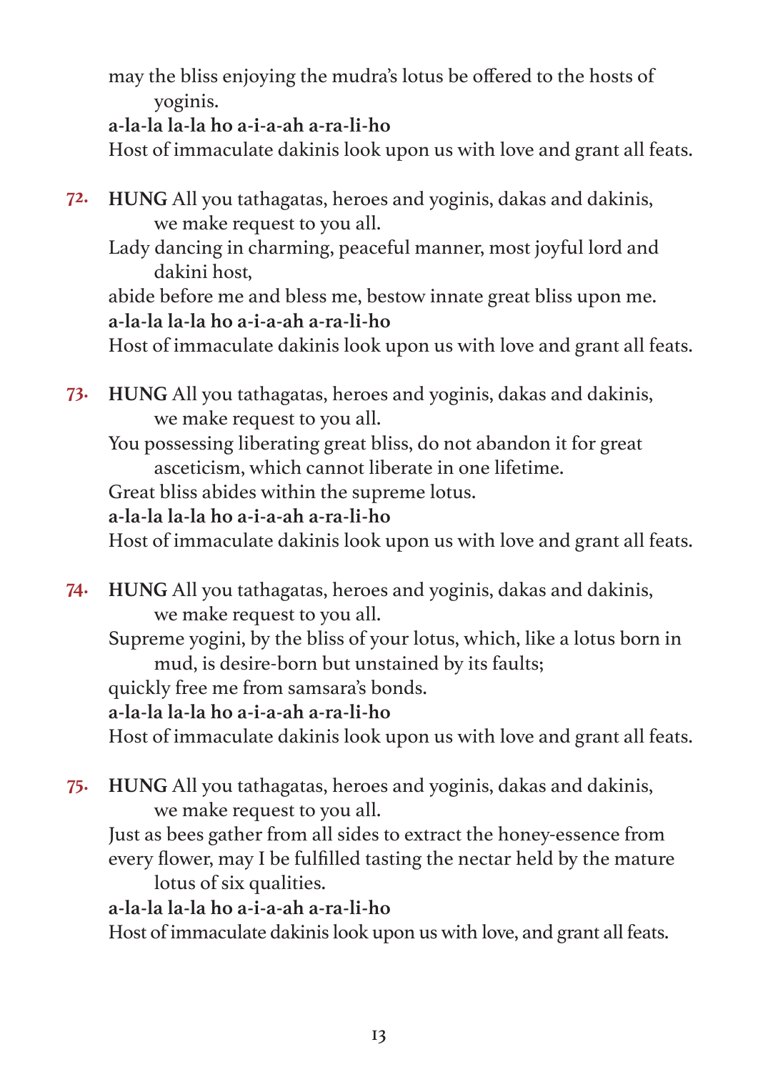may the bliss enjoying the mudra's lotus be offered to the hosts of yoginis.
**a-la-la la-la ho a-i-a-ah a-ra-li-ho**
Host of immaculate dakinis look upon us with love and grant all feats.

72. **HUNG** All you tathagatas, heroes and yoginis, dakas and dakinis, we make request to you all.
Lady dancing in charming, peaceful manner, most joyful lord and dakini host,
abide before me and bless me, bestow innate great bliss upon me.
**a-la-la la-la ho a-i-a-ah a-ra-li-ho**
Host of immaculate dakinis look upon us with love and grant all feats.

73. **HUNG** All you tathagatas, heroes and yoginis, dakas and dakinis, we make request to you all.
You possessing liberating great bliss, do not abandon it for great asceticism, which cannot liberate in one lifetime.
Great bliss abides within the supreme lotus.
**a-la-la la-la ho a-i-a-ah a-ra-li-ho**
Host of immaculate dakinis look upon us with love and grant all feats.

74. **HUNG** All you tathagatas, heroes and yoginis, dakas and dakinis, we make request to you all.
Supreme yogini, by the bliss of your lotus, which, like a lotus born in mud, is desire-born but unstained by its faults;
quickly free me from samsara's bonds.
**a-la-la la-la ho a-i-a-ah a-ra-li-ho**
Host of immaculate dakinis look upon us with love and grant all feats.

75. **HUNG** All you tathagatas, heroes and yoginis, dakas and dakinis, we make request to you all.
Just as bees gather from all sides to extract the honey-essence from every flower, may I be fulfilled tasting the nectar held by the mature lotus of six qualities.
**a-la-la la-la ho a-i-a-ah a-ra-li-ho**
Host of immaculate dakinis look upon us with love, and grant all feats.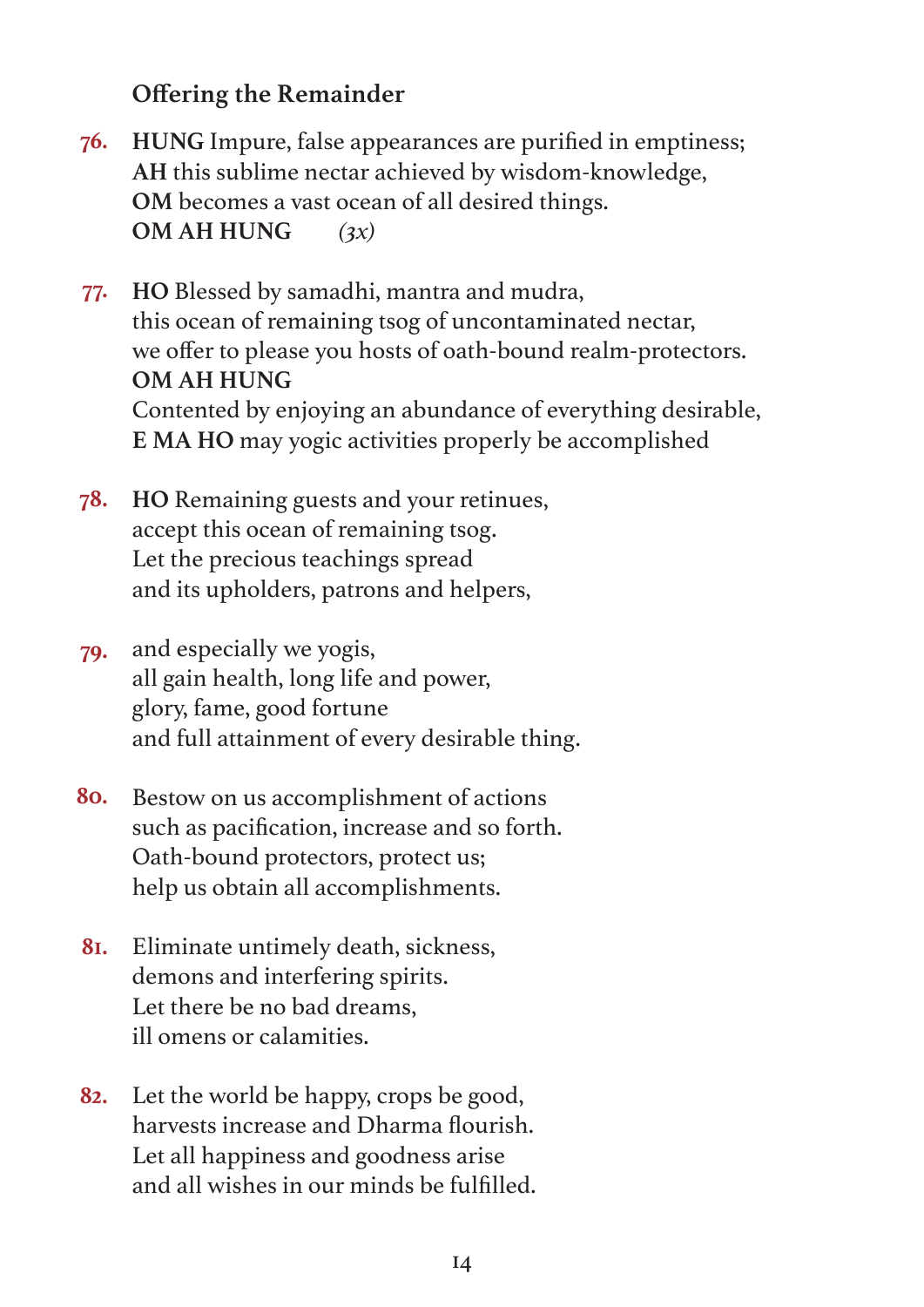### Offering the Remainder

**76.** **HUNG** Impure, false appearances are purified in emptiness;
**AH** this sublime nectar achieved by wisdom-knowledge,
**OM** becomes a vast ocean of all desired things.
**OM AH HUNG** *(3x)*

**77.** **HO** Blessed by samadhi, mantra and mudra,
this ocean of remaining tsog of uncontaminated nectar,
we offer to please you hosts of oath-bound realm-protectors.
**OM AH HUNG**
Contented by enjoying an abundance of everything desirable,
**E MA HO** may yogic activities properly be accomplished

**78.** **HO** Remaining guests and your retinues,
accept this ocean of remaining tsog.
Let the precious teachings spread
and its upholders, patrons and helpers,

**79.** and especially we yogis,
all gain health, long life and power,
glory, fame, good fortune
and full attainment of every desirable thing.

**80.** Bestow on us accomplishment of actions
such as pacification, increase and so forth.
Oath-bound protectors, protect us;
help us obtain all accomplishments.

**81.** Eliminate untimely death, sickness,
demons and interfering spirits.
Let there be no bad dreams,
ill omens or calamities.

**82.** Let the world be happy, crops be good,
harvests increase and Dharma flourish.
Let all happiness and goodness arise
and all wishes in our minds be fulfilled.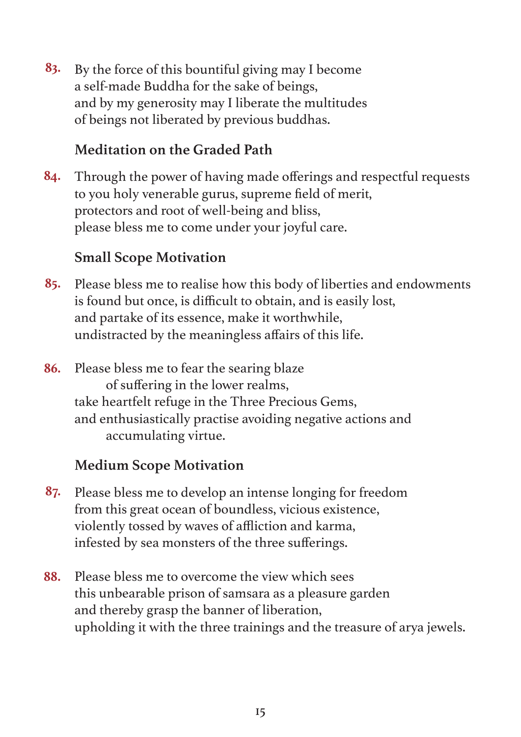**83.** By the force of this bountiful giving may I become
a self-made Buddha for the sake of beings,
and by my generosity may I liberate the multitudes
of beings not liberated by previous buddhas.

### Meditation on the Graded Path

**84.** Through the power of having made offerings and respectful requests
to you holy venerable gurus, supreme field of merit,
protectors and root of well-being and bliss,
please bless me to come under your joyful care.

### Small Scope Motivation

**85.** Please bless me to realise how this body of liberties and endowments
is found but once, is difficult to obtain, and is easily lost,
and partake of its essence, make it worthwhile,
undistracted by the meaningless affairs of this life.

**86.** Please bless me to fear the searing blaze
of suffering in the lower realms,
take heartfelt refuge in the Three Precious Gems,
and enthusiastically practise avoiding negative actions and
accumulating virtue.

### Medium Scope Motivation

**87.** Please bless me to develop an intense longing for freedom
from this great ocean of boundless, vicious existence,
violently tossed by waves of affliction and karma,
infested by sea monsters of the three sufferings.

**88.** Please bless me to overcome the view which sees
this unbearable prison of samsara as a pleasure garden
and thereby grasp the banner of liberation,
upholding it with the three trainings and the treasure of arya jewels.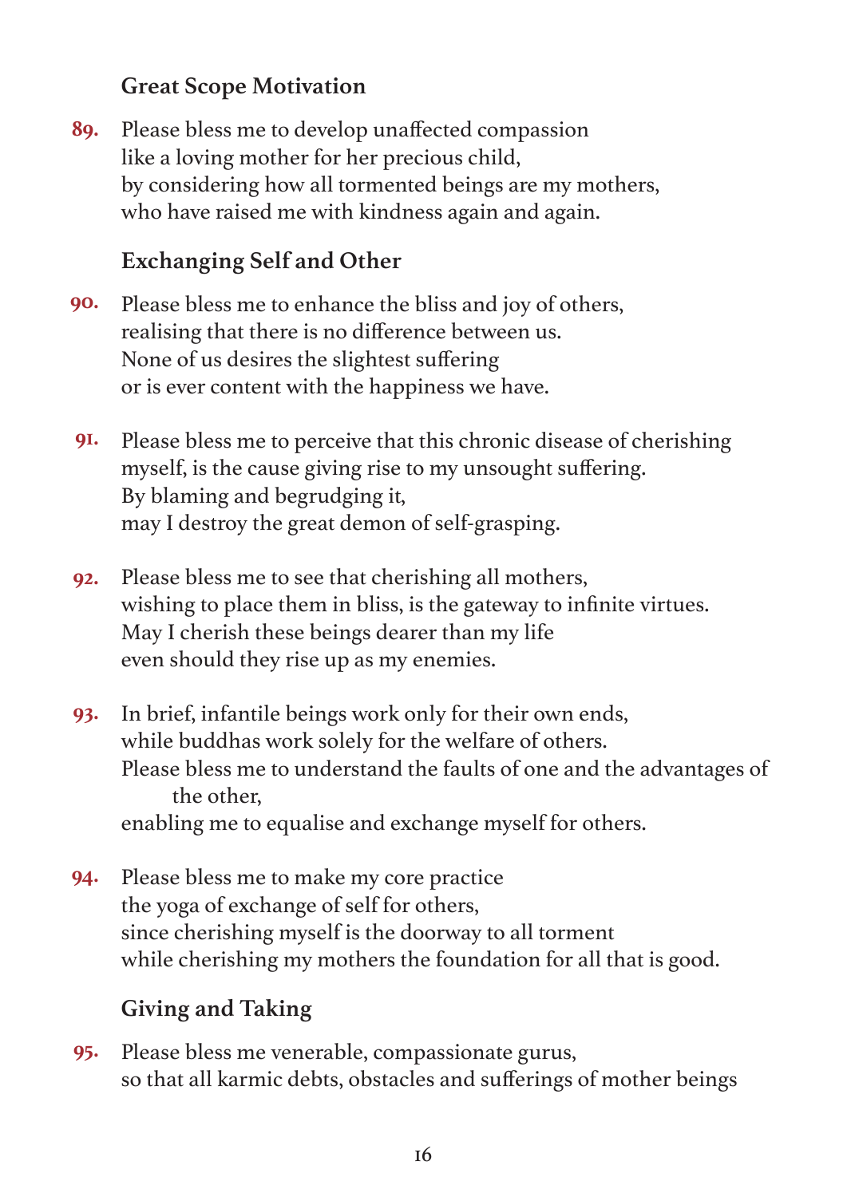### Great Scope Motivation

**89.** Please bless me to develop unaffected compassion  
like a loving mother for her precious child,  
by considering how all tormented beings are my mothers,  
who have raised me with kindness again and again.

### Exchanging Self and Other

**90.** Please bless me to enhance the bliss and joy of others,  
realising that there is no difference between us.  
None of us desires the slightest suffering  
or is ever content with the happiness we have.

**91.** Please bless me to perceive that this chronic disease of cherishing  
myself, is the cause giving rise to my unsought suffering.  
By blaming and begrudging it,  
may I destroy the great demon of self-grasping.

**92.** Please bless me to see that cherishing all mothers,  
wishing to place them in bliss, is the gateway to infinite virtues.  
May I cherish these beings dearer than my life  
even should they rise up as my enemies.

**93.** In brief, infantile beings work only for their own ends,  
while buddhas work solely for the welfare of others.  
Please bless me to understand the faults of one and the advantages of the other,  
enabling me to equalise and exchange myself for others.

**94.** Please bless me to make my core practice  
the yoga of exchange of self for others,  
since cherishing myself is the doorway to all torment  
while cherishing my mothers the foundation for all that is good.

### Giving and Taking

**95.** Please bless me venerable, compassionate gurus,  
so that all karmic debts, obstacles and sufferings of mother beings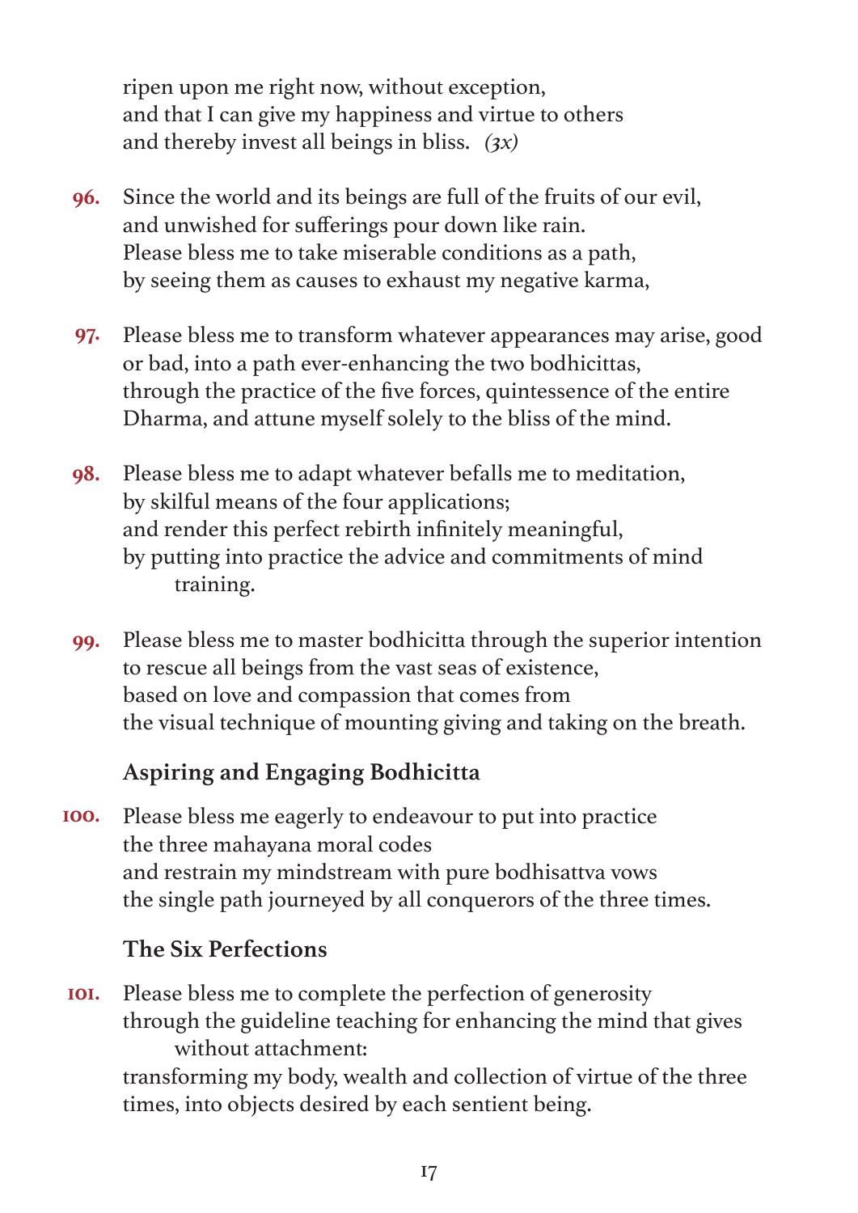ripen upon me right now, without exception,
and that I can give my happiness and virtue to others
and thereby invest all beings in bliss. *(3x)*

**96.** Since the world and its beings are full of the fruits of our evil,
and unwished for sufferings pour down like rain.
Please bless me to take miserable conditions as a path,
by seeing them as causes to exhaust my negative karma,

**97.** Please bless me to transform whatever appearances may arise, good or bad, into a path ever-enhancing the two bodhicittas,
through the practice of the five forces, quintessence of the entire Dharma, and attune myself solely to the bliss of the mind.

**98.** Please bless me to adapt whatever befalls me to meditation,
by skilful means of the four applications;
and render this perfect rebirth infinitely meaningful,
by putting into practice the advice and commitments of mind training.

**99.** Please bless me to master bodhicitta through the superior intention
to rescue all beings from the vast seas of existence,
based on love and compassion that comes from
the visual technique of mounting giving and taking on the breath.

### Aspiring and Engaging Bodhicitta

**100.** Please bless me eagerly to endeavour to put into practice
the three mahayana moral codes
and restrain my mindstream with pure bodhisattva vows
the single path journeyed by all conquerors of the three times.

### The Six Perfections

**101.** Please bless me to complete the perfection of generosity
through the guideline teaching for enhancing the mind that gives without attachment:
transforming my body, wealth and collection of virtue of the three times, into objects desired by each sentient being.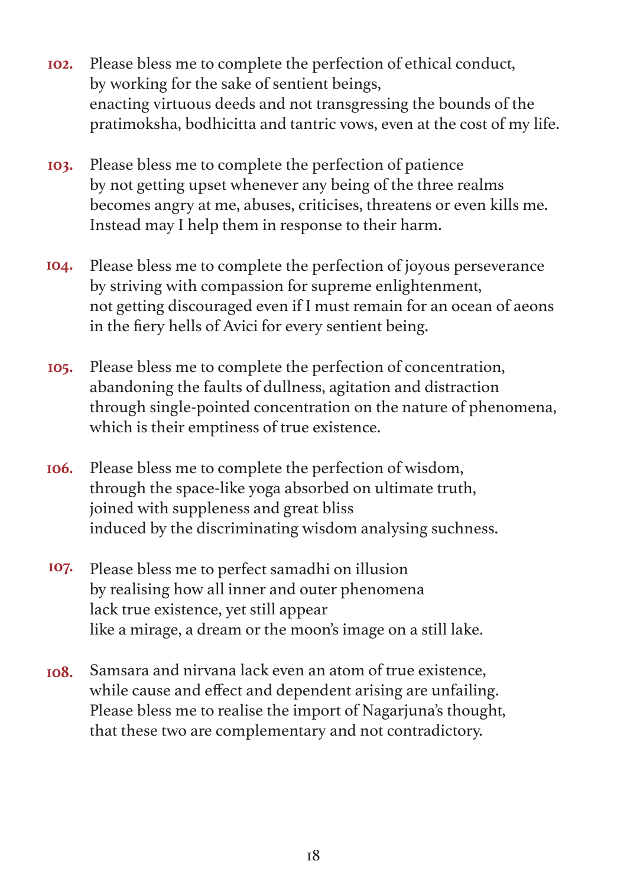**102.** Please bless me to complete the perfection of ethical conduct,
by working for the sake of sentient beings,
enacting virtuous deeds and not transgressing the bounds of the pratimoksha, bodhicitta and tantric vows, even at the cost of my life.

**103.** Please bless me to complete the perfection of patience
by not getting upset whenever any being of the three realms
becomes angry at me, abuses, criticises, threatens or even kills me.
Instead may I help them in response to their harm.

**104.** Please bless me to complete the perfection of joyous perseverance
by striving with compassion for supreme enlightenment,
not getting discouraged even if I must remain for an ocean of aeons
in the fiery hells of Avici for every sentient being.

**105.** Please bless me to complete the perfection of concentration,
abandoning the faults of dullness, agitation and distraction
through single-pointed concentration on the nature of phenomena,
which is their emptiness of true existence.

**106.** Please bless me to complete the perfection of wisdom,
through the space-like yoga absorbed on ultimate truth,
joined with suppleness and great bliss
induced by the discriminating wisdom analysing suchness.

**107.** Please bless me to perfect samadhi on illusion
by realising how all inner and outer phenomena
lack true existence, yet still appear
like a mirage, a dream or the moon's image on a still lake.

**108.** Samsara and nirvana lack even an atom of true existence,
while cause and effect and dependent arising are unfailing.
Please bless me to realise the import of Nagarjuna's thought,
that these two are complementary and not contradictory.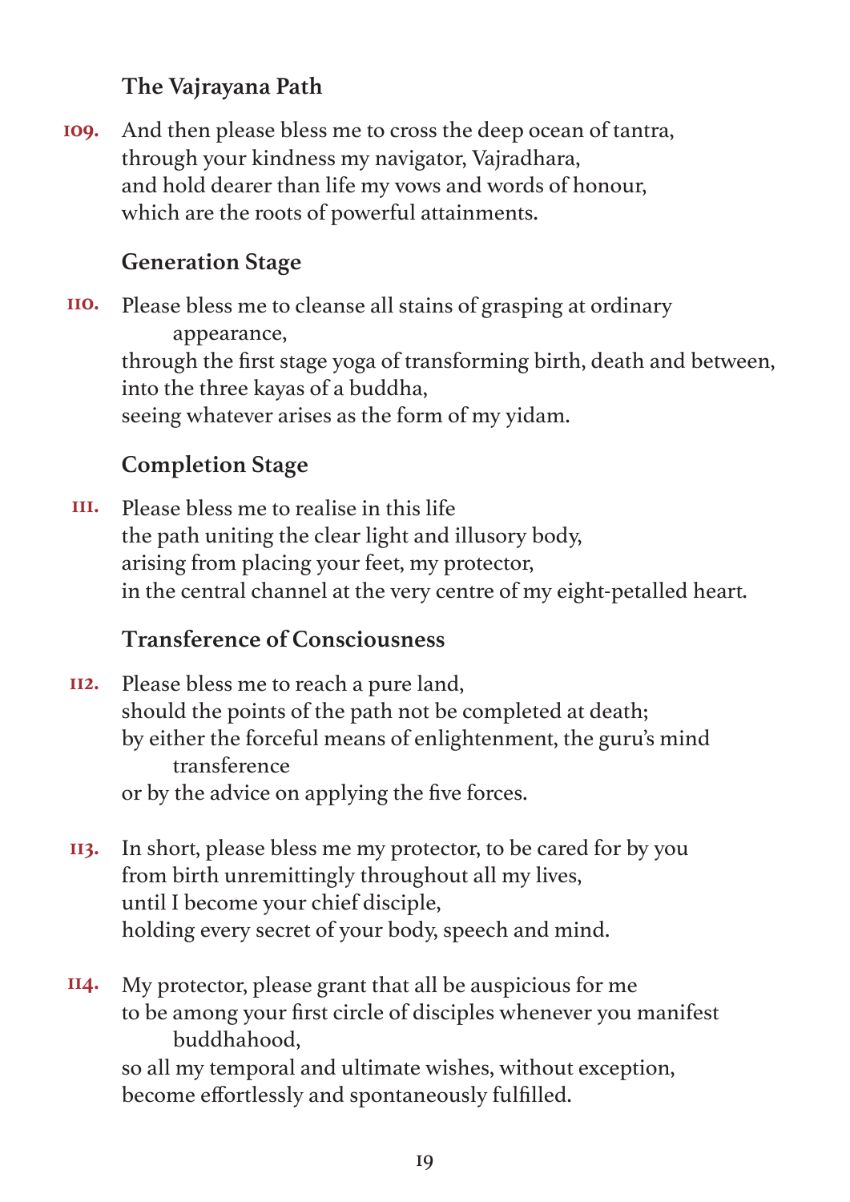### The Vajrayana Path

**109.** And then please bless me to cross the deep ocean of tantra,
through your kindness my navigator, Vajradhara,
and hold dearer than life my vows and words of honour,
which are the roots of powerful attainments.

### Generation Stage

**110.** Please bless me to cleanse all stains of grasping at ordinary appearance,
through the first stage yoga of transforming birth, death and between,
into the three kayas of a buddha,
seeing whatever arises as the form of my yidam.

### Completion Stage

**111.** Please bless me to realise in this life
the path uniting the clear light and illusory body,
arising from placing your feet, my protector,
in the central channel at the very centre of my eight-petalled heart.

### Transference of Consciousness

**112.** Please bless me to reach a pure land,
should the points of the path not be completed at death;
by either the forceful means of enlightenment, the guru's mind transference
or by the advice on applying the five forces.

**113.** In short, please bless me my protector, to be cared for by you
from birth unremittingly throughout all my lives,
until I become your chief disciple,
holding every secret of your body, speech and mind.

**114.** My protector, please grant that all be auspicious for me
to be among your first circle of disciples whenever you manifest buddhahood,
so all my temporal and ultimate wishes, without exception,
become effortlessly and spontaneously fulfilled.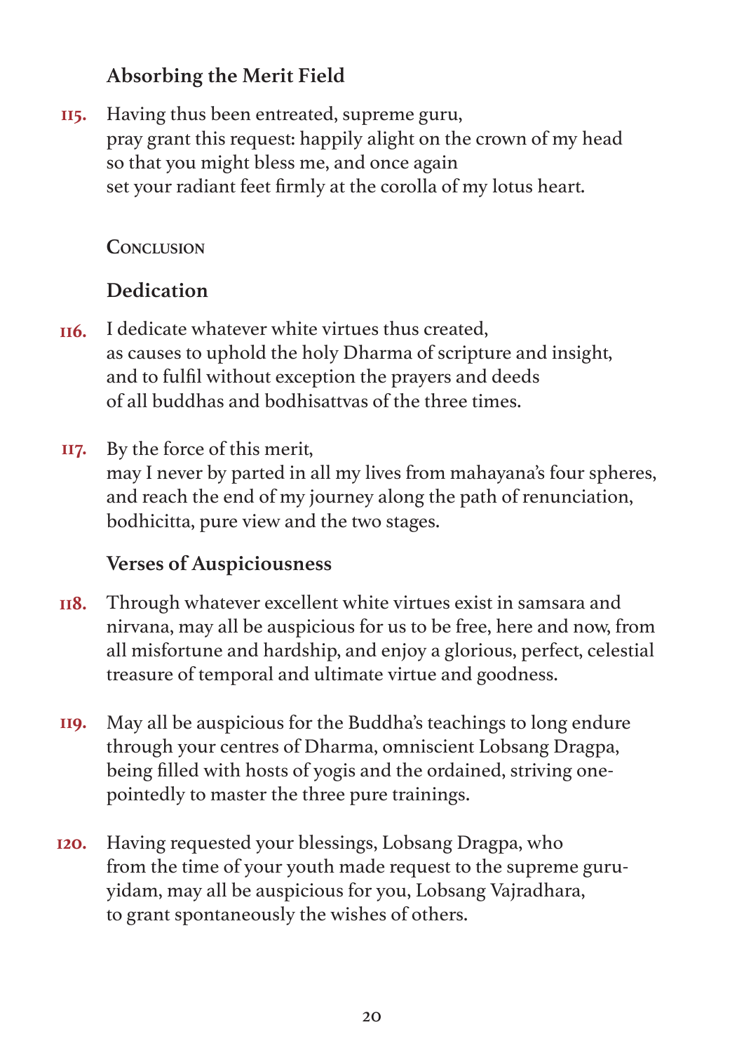### Absorbing the Merit Field

**115.** Having thus been entreated, supreme guru,
pray grant this request: happily alight on the crown of my head
so that you might bless me, and once again
set your radiant feet firmly at the corolla of my lotus heart.

## Conclusion

### Dedication

**116.** I dedicate whatever white virtues thus created,
as causes to uphold the holy Dharma of scripture and insight,
and to fulfil without exception the prayers and deeds
of all buddhas and bodhisattvas of the three times.

**117.** By the force of this merit,
may I never by parted in all my lives from mahayana's four spheres,
and reach the end of my journey along the path of renunciation,
bodhicitta, pure view and the two stages.

### Verses of Auspiciousness

**118.** Through whatever excellent white virtues exist in samsara and nirvana, may all be auspicious for us to be free, here and now, from all misfortune and hardship, and enjoy a glorious, perfect, celestial treasure of temporal and ultimate virtue and goodness.

**119.** May all be auspicious for the Buddha's teachings to long endure through your centres of Dharma, omniscient Lobsang Dragpa, being filled with hosts of yogis and the ordained, striving one-pointedly to master the three pure trainings.

**120.** Having requested your blessings, Lobsang Dragpa, who
from the time of your youth made request to the supreme guru-yidam, may all be auspicious for you, Lobsang Vajradhara,
to grant spontaneously the wishes of others.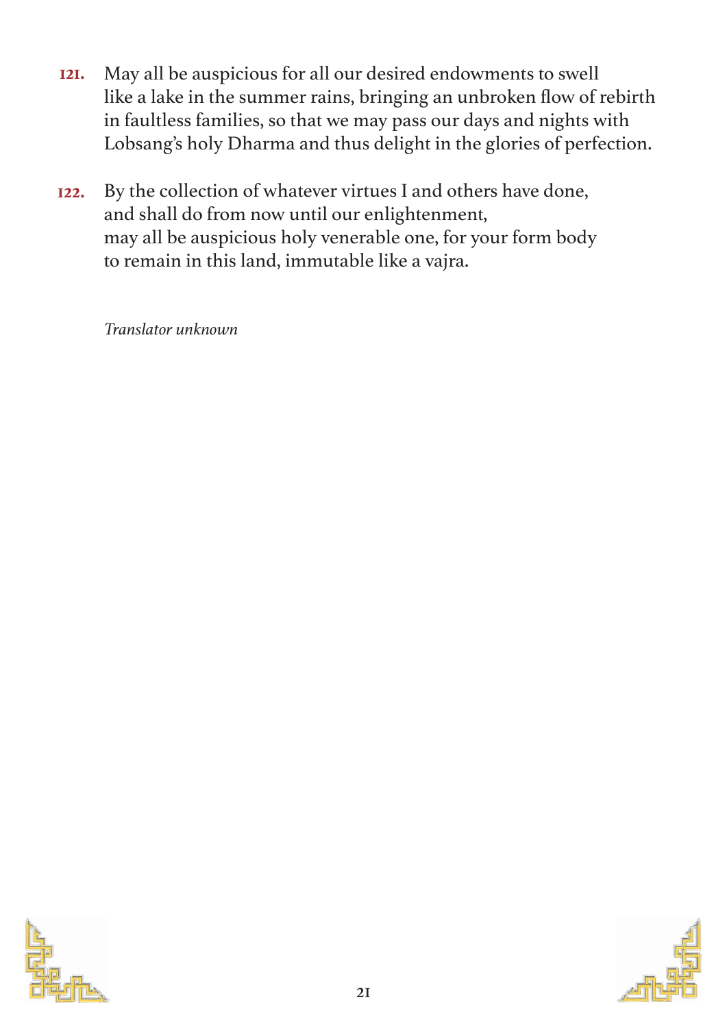**121.** May all be auspicious for all our desired endowments to swell like a lake in the summer rains, bringing an unbroken flow of rebirth in faultless families, so that we may pass our days and nights with Lobsang's holy Dharma and thus delight in the glories of perfection.

**122.** By the collection of whatever virtues I and others have done, and shall do from now until our enlightenment, may all be auspicious holy venerable one, for your form body to remain in this land, immutable like a vajra.

*Translator unknown*